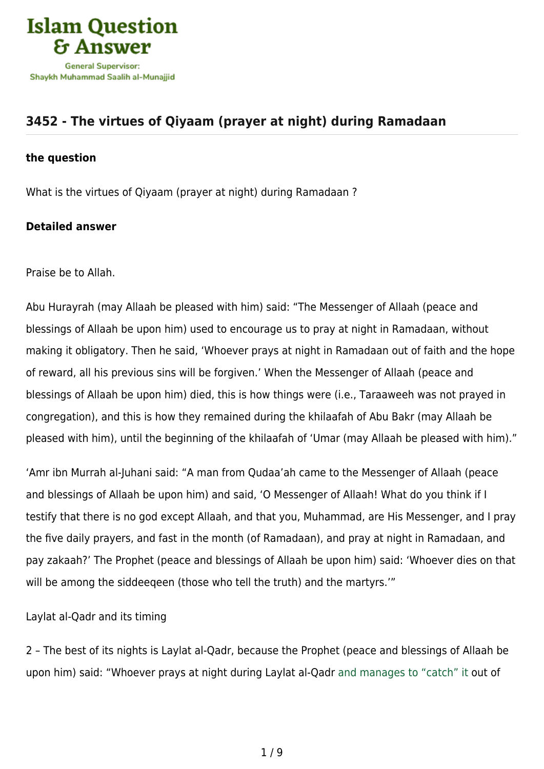# 3452 - The virtues of Qiyaam (prayer at night) during Ramadaan

**the question**

What is the virtues of Qiyaam (prayer at night) during Ramadaan ?

**Detailed answer**

Praise be to Allah.

Abu Hurayrah (may Allaah be pleased with him) said: "The Messenger of Allaah (peace and blessings of Allaah be upon him) used to encourage us to pray at night in Ramadaan, without making it obligatory. Then he said, 'Whoever prays at night in Ramadaan out of faith and the hope of reward, all his previous sins will be forgiven.' When the Messenger of Allaah (peace and blessings of Allaah be upon him) died, this is how things were (i.e., Taraaweeh was not prayed in congregation), and this is how they remained during the khilaafah of Abu Bakr (may Allaah be pleased with him), until the beginning of the khilaafah of 'Umar (may Allaah be pleased with him)."

'Amr ibn Murrah al-Juhani said: "A man from Qudaa'ah came to the Messenger of Allaah (peace and blessings of Allaah be upon him) and said, 'O Messenger of Allaah! What do you think if I testify that there is no god except Allaah, and that you, Muhammad, are His Messenger, and I pray the five daily prayers, and fast in the month (of Ramadaan), and pray at night in Ramadaan, and pay zakaah?' The Prophet (peace and blessings of Allaah be upon him) said: 'Whoever dies on that will be among the siddeeqeen (those who tell the truth) and the martyrs.'"

Laylat al-Qadr and its timing

2 – The best of its nights is Laylat al-Qadr, because the Prophet (peace and blessings of Allaah be upon him) said: "Whoever prays at night during Laylat al-Qadr and manages to "catch" it out of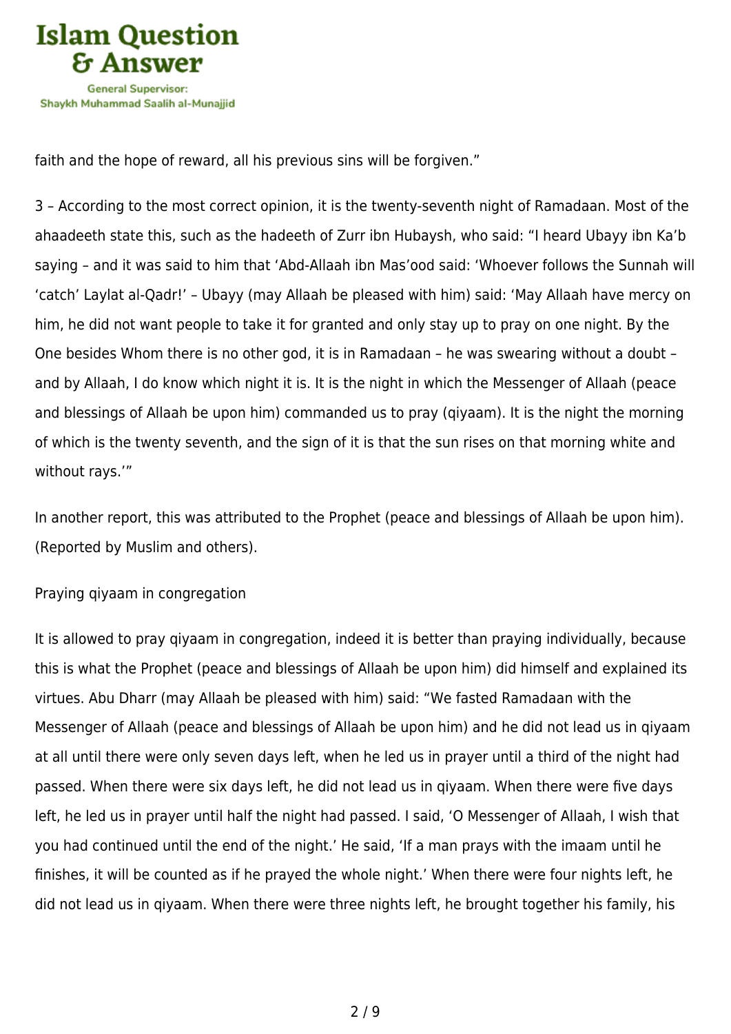faith and the hope of reward, all his previous sins will be forgiven."

3 – According to the most correct opinion, it is the twenty-seventh night of Ramadaan. Most of the ahaadeeth state this, such as the hadeeth of Zurr ibn Hubaysh, who said: "I heard Ubayy ibn Ka'b saying – and it was said to him that 'Abd-Allaah ibn Mas'ood said: 'Whoever follows the Sunnah will 'catch' Laylat al-Qadr!' – Ubayy (may Allaah be pleased with him) said: 'May Allaah have mercy on him, he did not want people to take it for granted and only stay up to pray on one night. By the One besides Whom there is no other god, it is in Ramadaan – he was swearing without a doubt – and by Allaah, I do know which night it is. It is the night in which the Messenger of Allaah (peace and blessings of Allaah be upon him) commanded us to pray (qiyaam). It is the night the morning of which is the twenty seventh, and the sign of it is that the sun rises on that morning white and without rays.'"

In another report, this was attributed to the Prophet (peace and blessings of Allaah be upon him). (Reported by Muslim and others).

Praying qiyaam in congregation

It is allowed to pray qiyaam in congregation, indeed it is better than praying individually, because this is what the Prophet (peace and blessings of Allaah be upon him) did himself and explained its virtues. Abu Dharr (may Allaah be pleased with him) said: "We fasted Ramadaan with the Messenger of Allaah (peace and blessings of Allaah be upon him) and he did not lead us in qiyaam at all until there were only seven days left, when he led us in prayer until a third of the night had passed. When there were six days left, he did not lead us in qiyaam. When there were five days left, he led us in prayer until half the night had passed. I said, 'O Messenger of Allaah, I wish that you had continued until the end of the night.' He said, 'If a man prays with the imaam until he finishes, it will be counted as if he prayed the whole night.' When there were four nights left, he did not lead us in qiyaam. When there were three nights left, he brought together his family, his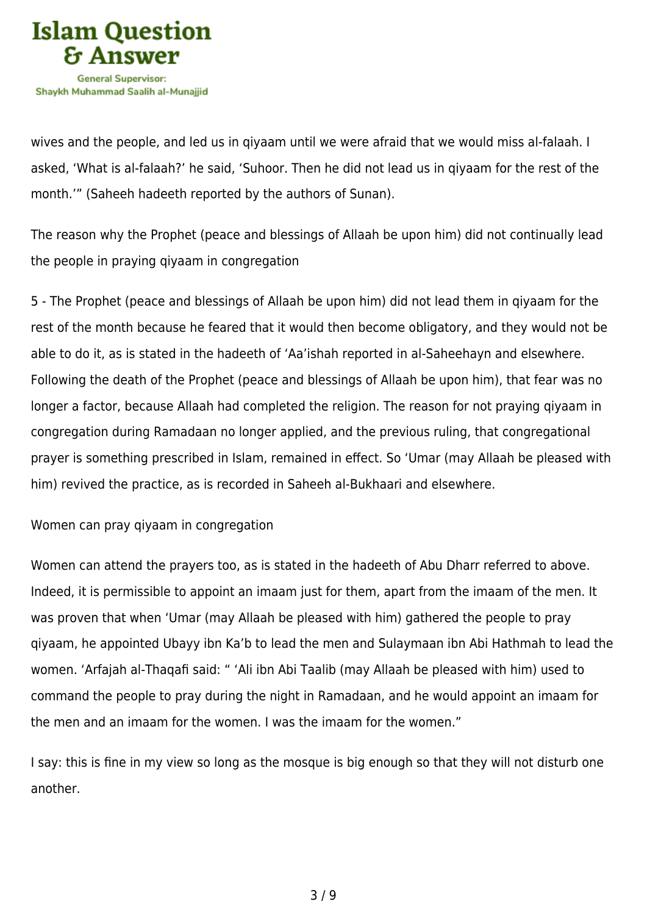wives and the people, and led us in qiyaam until we were afraid that we would miss al-falaah. I asked, 'What is al-falaah?' he said, 'Suhoor. Then he did not lead us in qiyaam for the rest of the month.'" (Saheeh hadeeth reported by the authors of Sunan).

## The reason why the Prophet (peace and blessings of Allaah be upon him) did not continually lead the people in praying qiyaam in congregation

5 - The Prophet (peace and blessings of Allaah be upon him) did not lead them in qiyaam for the rest of the month because he feared that it would then become obligatory, and they would not be able to do it, as is stated in the hadeeth of 'Aa'ishah reported in al-Saheehayn and elsewhere. Following the death of the Prophet (peace and blessings of Allaah be upon him), that fear was no longer a factor, because Allaah had completed the religion. The reason for not praying qiyaam in congregation during Ramadaan no longer applied, and the previous ruling, that congregational prayer is something prescribed in Islam, remained in effect. So 'Umar (may Allaah be pleased with him) revived the practice, as is recorded in Saheeh al-Bukhaari and elsewhere.

## Women can pray qiyaam in congregation

Women can attend the prayers too, as is stated in the hadeeth of Abu Dharr referred to above. Indeed, it is permissible to appoint an imaam just for them, apart from the imaam of the men. It was proven that when 'Umar (may Allaah be pleased with him) gathered the people to pray qiyaam, he appointed Ubayy ibn Ka'b to lead the men and Sulaymaan ibn Abi Hathmah to lead the women. 'Arfajah al-Thaqafi said: " 'Ali ibn Abi Taalib (may Allaah be pleased with him) used to command the people to pray during the night in Ramadaan, and he would appoint an imaam for the men and an imaam for the women. I was the imaam for the women."

I say: this is fine in my view so long as the mosque is big enough so that they will not disturb one another.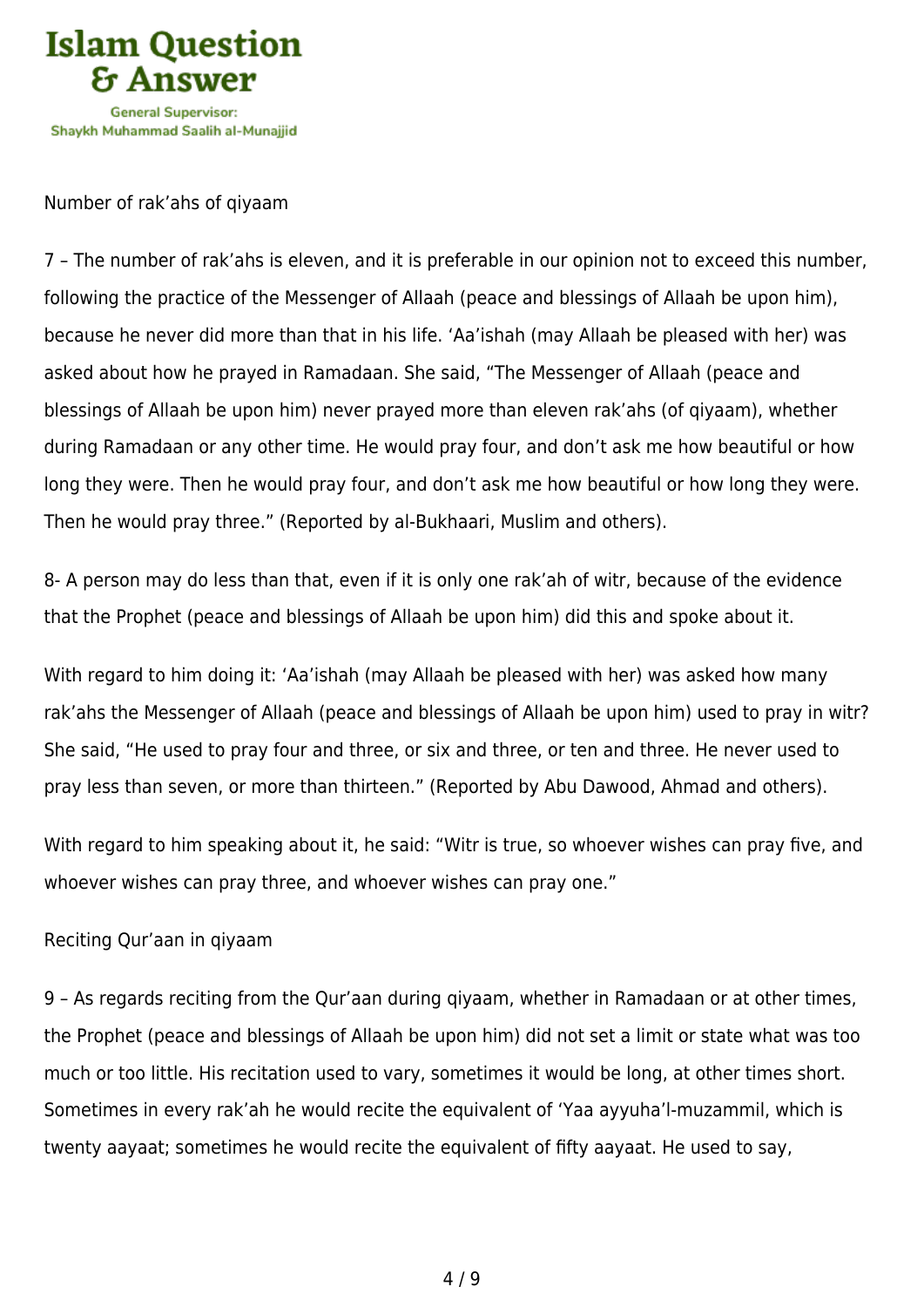Number of rak'ahs of qiyaam

7 – The number of rak'ahs is eleven, and it is preferable in our opinion not to exceed this number, following the practice of the Messenger of Allaah (peace and blessings of Allaah be upon him), because he never did more than that in his life. 'Aa'ishah (may Allaah be pleased with her) was asked about how he prayed in Ramadaan. She said, "The Messenger of Allaah (peace and blessings of Allaah be upon him) never prayed more than eleven rak'ahs (of qiyaam), whether during Ramadaan or any other time. He would pray four, and don't ask me how beautiful or how long they were. Then he would pray four, and don't ask me how beautiful or how long they were. Then he would pray three." (Reported by al-Bukhaari, Muslim and others).

8- A person may do less than that, even if it is only one rak'ah of witr, because of the evidence that the Prophet (peace and blessings of Allaah be upon him) did this and spoke about it.

With regard to him doing it: 'Aa'ishah (may Allaah be pleased with her) was asked how many rak'ahs the Messenger of Allaah (peace and blessings of Allaah be upon him) used to pray in witr? She said, "He used to pray four and three, or six and three, or ten and three. He never used to pray less than seven, or more than thirteen." (Reported by Abu Dawood, Ahmad and others).

With regard to him speaking about it, he said: "Witr is true, so whoever wishes can pray five, and whoever wishes can pray three, and whoever wishes can pray one."

Reciting Qur'aan in qiyaam

9 – As regards reciting from the Qur'aan during qiyaam, whether in Ramadaan or at other times, the Prophet (peace and blessings of Allaah be upon him) did not set a limit or state what was too much or too little. His recitation used to vary, sometimes it would be long, at other times short. Sometimes in every rak'ah he would recite the equivalent of 'Yaa ayyuha'l-muzammil, which is twenty aayaat; sometimes he would recite the equivalent of fifty aayaat. He used to say,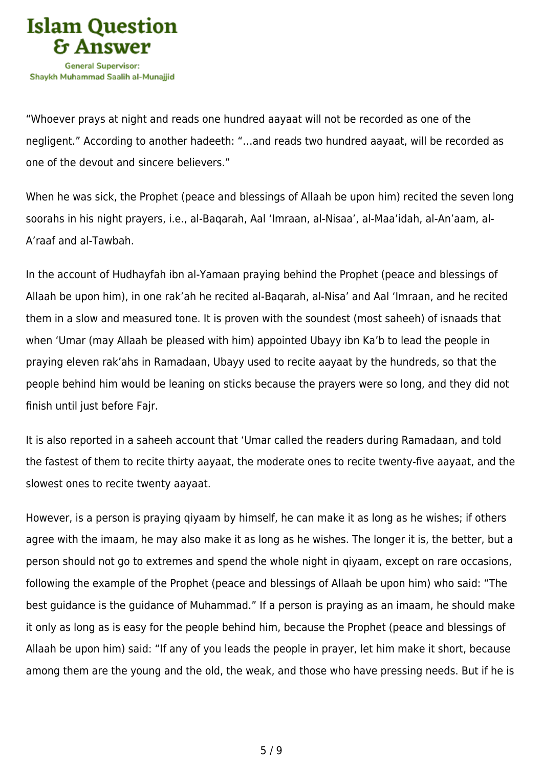"Whoever prays at night and reads one hundred aayaat will not be recorded as one of the negligent." According to another hadeeth: "…and reads two hundred aayaat, will be recorded as one of the devout and sincere believers."

When he was sick, the Prophet (peace and blessings of Allaah be upon him) recited the seven long soorahs in his night prayers, i.e., al-Baqarah, Aal 'Imraan, al-Nisaa', al-Maa'idah, al-An'aam, al-A'raaf and al-Tawbah.

In the account of Hudhayfah ibn al-Yamaan praying behind the Prophet (peace and blessings of Allaah be upon him), in one rak'ah he recited al-Baqarah, al-Nisa' and Aal 'Imraan, and he recited them in a slow and measured tone. It is proven with the soundest (most saheeh) of isnaads that when 'Umar (may Allaah be pleased with him) appointed Ubayy ibn Ka'b to lead the people in praying eleven rak'ahs in Ramadaan, Ubayy used to recite aayaat by the hundreds, so that the people behind him would be leaning on sticks because the prayers were so long, and they did not finish until just before Fajr.

It is also reported in a saheeh account that 'Umar called the readers during Ramadaan, and told the fastest of them to recite thirty aayaat, the moderate ones to recite twenty-five aayaat, and the slowest ones to recite twenty aayaat.

However, is a person is praying qiyaam by himself, he can make it as long as he wishes; if others agree with the imaam, he may also make it as long as he wishes. The longer it is, the better, but a person should not go to extremes and spend the whole night in qiyaam, except on rare occasions, following the example of the Prophet (peace and blessings of Allaah be upon him) who said: "The best guidance is the guidance of Muhammad." If a person is praying as an imaam, he should make it only as long as is easy for the people behind him, because the Prophet (peace and blessings of Allaah be upon him) said: "If any of you leads the people in prayer, let him make it short, because among them are the young and the old, the weak, and those who have pressing needs. But if he is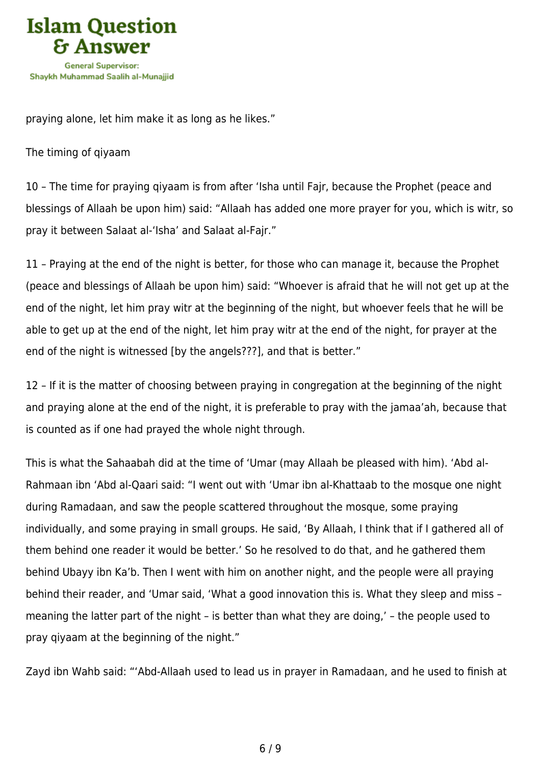praying alone, let him make it as long as he likes."

The timing of qiyaam

10 – The time for praying qiyaam is from after 'Isha until Fajr, because the Prophet (peace and blessings of Allaah be upon him) said: "Allaah has added one more prayer for you, which is witr, so pray it between Salaat al-'Isha' and Salaat al-Fajr."

11 – Praying at the end of the night is better, for those who can manage it, because the Prophet (peace and blessings of Allaah be upon him) said: "Whoever is afraid that he will not get up at the end of the night, let him pray witr at the beginning of the night, but whoever feels that he will be able to get up at the end of the night, let him pray witr at the end of the night, for prayer at the end of the night is witnessed [by the angels???], and that is better."

12 – If it is the matter of choosing between praying in congregation at the beginning of the night and praying alone at the end of the night, it is preferable to pray with the jamaa'ah, because that is counted as if one had prayed the whole night through.

This is what the Sahaabah did at the time of 'Umar (may Allaah be pleased with him). 'Abd al-Rahmaan ibn 'Abd al-Qaari said: "I went out with 'Umar ibn al-Khattaab to the mosque one night during Ramadaan, and saw the people scattered throughout the mosque, some praying individually, and some praying in small groups. He said, 'By Allaah, I think that if I gathered all of them behind one reader it would be better.' So he resolved to do that, and he gathered them behind Ubayy ibn Ka'b. Then I went with him on another night, and the people were all praying behind their reader, and 'Umar said, 'What a good innovation this is. What they sleep and miss – meaning the latter part of the night – is better than what they are doing,' – the people used to pray qiyaam at the beginning of the night."

Zayd ibn Wahb said: "'Abd-Allaah used to lead us in prayer in Ramadaan, and he used to finish at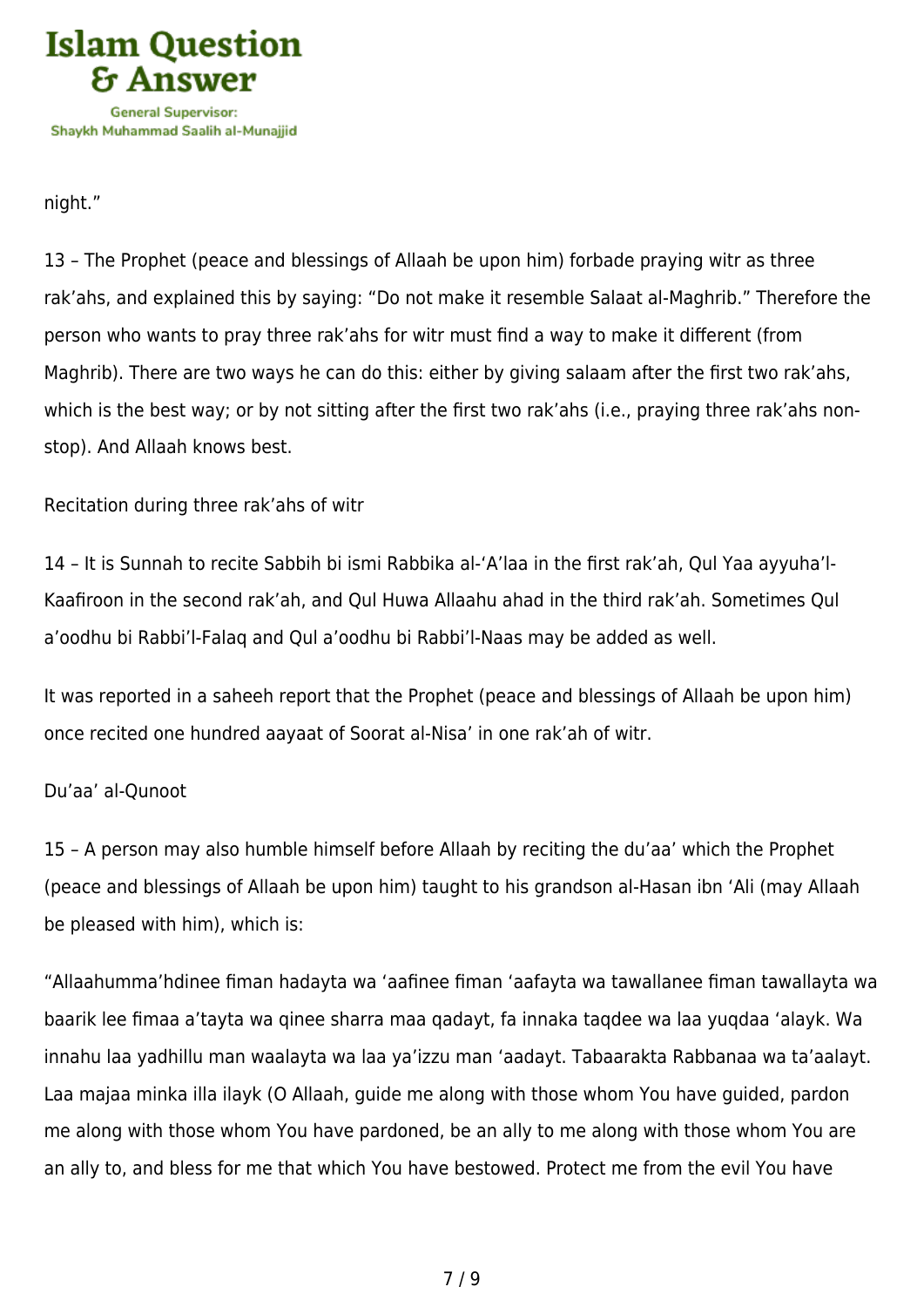night."

13 – The Prophet (peace and blessings of Allaah be upon him) forbade praying witr as three rak'ahs, and explained this by saying: "Do not make it resemble Salaat al-Maghrib." Therefore the person who wants to pray three rak'ahs for witr must find a way to make it different (from Maghrib). There are two ways he can do this: either by giving salaam after the first two rak'ahs, which is the best way; or by not sitting after the first two rak'ahs (i.e., praying three rak'ahs non-stop). And Allaah knows best.

Recitation during three rak'ahs of witr

14 – It is Sunnah to recite Sabbih bi ismi Rabbika al-'A'laa in the first rak'ah, Qul Yaa ayyuha'l-Kaafiroon in the second rak'ah, and Qul Huwa Allaahu ahad in the third rak'ah. Sometimes Qul a'oodhu bi Rabbi'l-Falaq and Qul a'oodhu bi Rabbi'l-Naas may be added as well.

It was reported in a saheeh report that the Prophet (peace and blessings of Allaah be upon him) once recited one hundred aayaat of Soorat al-Nisa' in one rak'ah of witr.

Du'aa' al-Qunoot

15 – A person may also humble himself before Allaah by reciting the du'aa' which the Prophet (peace and blessings of Allaah be upon him) taught to his grandson al-Hasan ibn 'Ali (may Allaah be pleased with him), which is:

"Allaahumma'hdinee fiman hadayta wa 'aafinee fiman 'aafayta wa tawallanee fiman tawallayta wa baarik lee fimaa a'tayta wa qinee sharra maa qadayt, fa innaka taqdee wa laa yuqdaa 'alayk. Wa innahu laa yadhillu man waalayta wa laa ya'izzu man 'aadayt. Tabaarakta Rabbanaa wa ta'aalayt. Laa majaa minka illa ilayk (O Allaah, guide me along with those whom You have guided, pardon me along with those whom You have pardoned, be an ally to me along with those whom You are an ally to, and bless for me that which You have bestowed. Protect me from the evil You have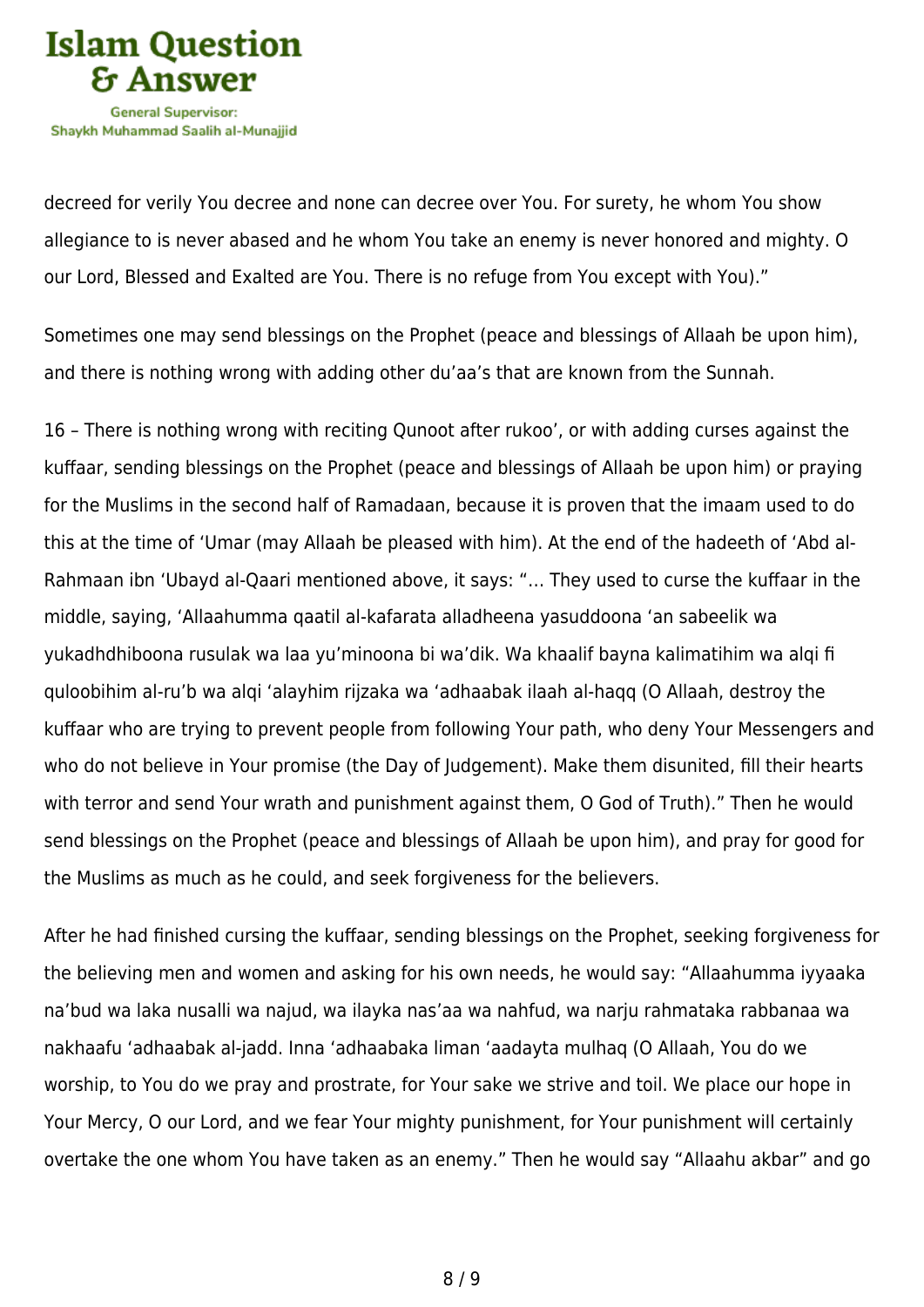decreed for verily You decree and none can decree over You. For surety, he whom You show allegiance to is never abased and he whom You take an enemy is never honored and mighty. O our Lord, Blessed and Exalted are You. There is no refuge from You except with You)."

Sometimes one may send blessings on the Prophet (peace and blessings of Allaah be upon him), and there is nothing wrong with adding other du'aa's that are known from the Sunnah.

16 – There is nothing wrong with reciting Qunoot after rukoo', or with adding curses against the kuffaar, sending blessings on the Prophet (peace and blessings of Allaah be upon him) or praying for the Muslims in the second half of Ramadaan, because it is proven that the imaam used to do this at the time of 'Umar (may Allaah be pleased with him). At the end of the hadeeth of 'Abd al-Rahmaan ibn 'Ubayd al-Qaari mentioned above, it says: "… They used to curse the kuffaar in the middle, saying, 'Allaahumma qaatil al-kafarata alladheena yasuddoona 'an sabeelik wa yukadhdhiboona rusulak wa laa yu'minoona bi wa'dik. Wa khaalif bayna kalimatihim wa alqi fi quloobihim al-ru'b wa alqi 'alayhim rijzaka wa 'adhaabak ilaah al-haqq (O Allaah, destroy the kuffaar who are trying to prevent people from following Your path, who deny Your Messengers and who do not believe in Your promise (the Day of Judgement). Make them disunited, fill their hearts with terror and send Your wrath and punishment against them, O God of Truth)." Then he would send blessings on the Prophet (peace and blessings of Allaah be upon him), and pray for good for the Muslims as much as he could, and seek forgiveness for the believers.

After he had finished cursing the kuffaar, sending blessings on the Prophet, seeking forgiveness for the believing men and women and asking for his own needs, he would say: "Allaahumma iyyaaka na'bud wa laka nusalli wa najud, wa ilayka nas'aa wa nahfud, wa narju rahmataka rabbanaa wa nakhaafu 'adhaabak al-jadd. Inna 'adhaabaka liman 'aadayta mulhaq (O Allaah, You do we worship, to You do we pray and prostrate, for Your sake we strive and toil. We place our hope in Your Mercy, O our Lord, and we fear Your mighty punishment, for Your punishment will certainly overtake the one whom You have taken as an enemy." Then he would say "Allaahu akbar" and go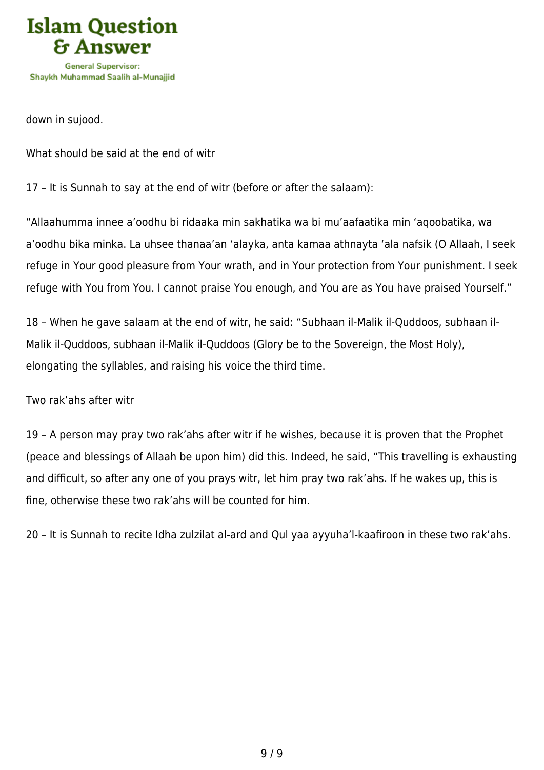down in sujood.

## What should be said at the end of witr

17 – It is Sunnah to say at the end of witr (before or after the salaam):

"Allaahumma innee a'oodhu bi ridaaka min sakhatika wa bi mu'aafaatika min 'aqoobatika, wa a'oodhu bika minka. La uhsee thanaa'an 'alayka, anta kamaa athnayta 'ala nafsik (O Allaah, I seek refuge in Your good pleasure from Your wrath, and in Your protection from Your punishment. I seek refuge with You from You. I cannot praise You enough, and You are as You have praised Yourself."

18 – When he gave salaam at the end of witr, he said: "Subhaan il-Malik il-Quddoos, subhaan il-Malik il-Quddoos, subhaan il-Malik il-Quddoos (Glory be to the Sovereign, the Most Holy), elongating the syllables, and raising his voice the third time.

## Two rak'ahs after witr

19 – A person may pray two rak'ahs after witr if he wishes, because it is proven that the Prophet (peace and blessings of Allaah be upon him) did this. Indeed, he said, "This travelling is exhausting and difficult, so after any one of you prays witr, let him pray two rak'ahs. If he wakes up, this is fine, otherwise these two rak'ahs will be counted for him.

20 – It is Sunnah to recite Idha zulzilat al-ard and Qul yaa ayyuha'l-kaafiroon in these two rak'ahs.